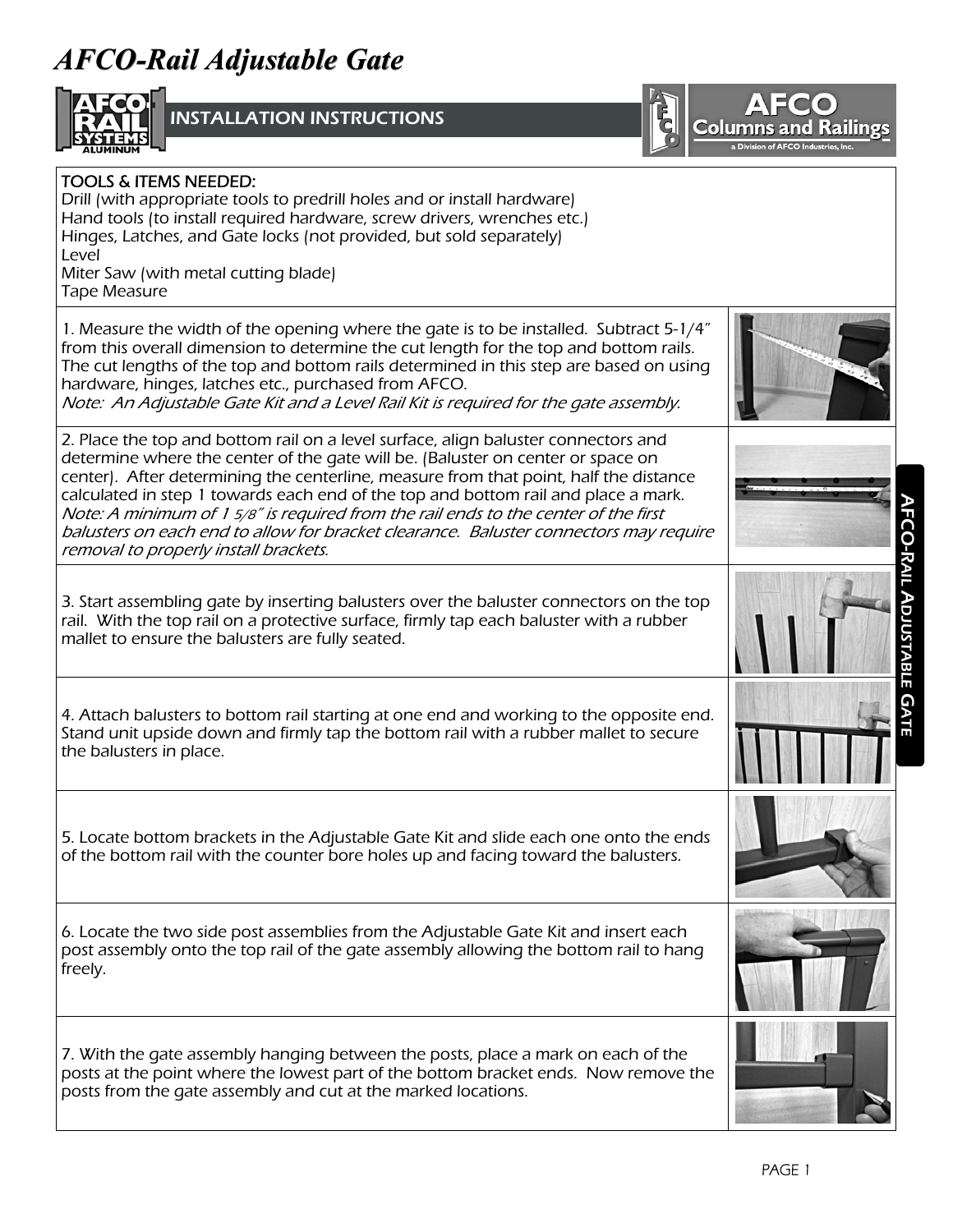# AFCO-Rail Adjustable Gate

## INSTALLATION INSTRUCTIONS

AFCO Columns and Railings
a Division of AFCO Industries, Inc.

**TOOLS & ITEMS NEEDED:**

Drill (with appropriate tools to predrill holes and or install hardware)
Hand tools (to install required hardware, screw drivers, wrenches etc.)
Hinges, Latches, and Gate locks (not provided, but sold separately)
Level
Miter Saw (with metal cutting blade)
Tape Measure

1. Measure the width of the opening where the gate is to be installed. Subtract 5-1/4" from this overall dimension to determine the cut length for the top and bottom rails. The cut lengths of the top and bottom rails determined in this step are based on using hardware, hinges, latches etc., purchased from AFCO.
*Note: An Adjustable Gate Kit and a Level Rail Kit is required for the gate assembly.*

2. Place the top and bottom rail on a level surface, align baluster connectors and determine where the center of the gate will be. (Baluster on center or space on center). After determining the centerline, measure from that point, half the distance calculated in step 1 towards each end of the top and bottom rail and place a mark.
*Note: A minimum of 1 5/8" is required from the rail ends to the center of the first balusters on each end to allow for bracket clearance. Baluster connectors may require removal to properly install brackets.*

3. Start assembling gate by inserting balusters over the baluster connectors on the top rail. With the top rail on a protective surface, firmly tap each baluster with a rubber mallet to ensure the balusters are fully seated.

4. Attach balusters to bottom rail starting at one end and working to the opposite end. Stand unit upside down and firmly tap the bottom rail with a rubber mallet to secure the balusters in place.

5. Locate bottom brackets in the Adjustable Gate Kit and slide each one onto the ends of the bottom rail with the counter bore holes up and facing toward the balusters.

6. Locate the two side post assemblies from the Adjustable Gate Kit and insert each post assembly onto the top rail of the gate assembly allowing the bottom rail to hang freely.

7. With the gate assembly hanging between the posts, place a mark on each of the posts at the point where the lowest part of the bottom bracket ends. Now remove the posts from the gate assembly and cut at the marked locations.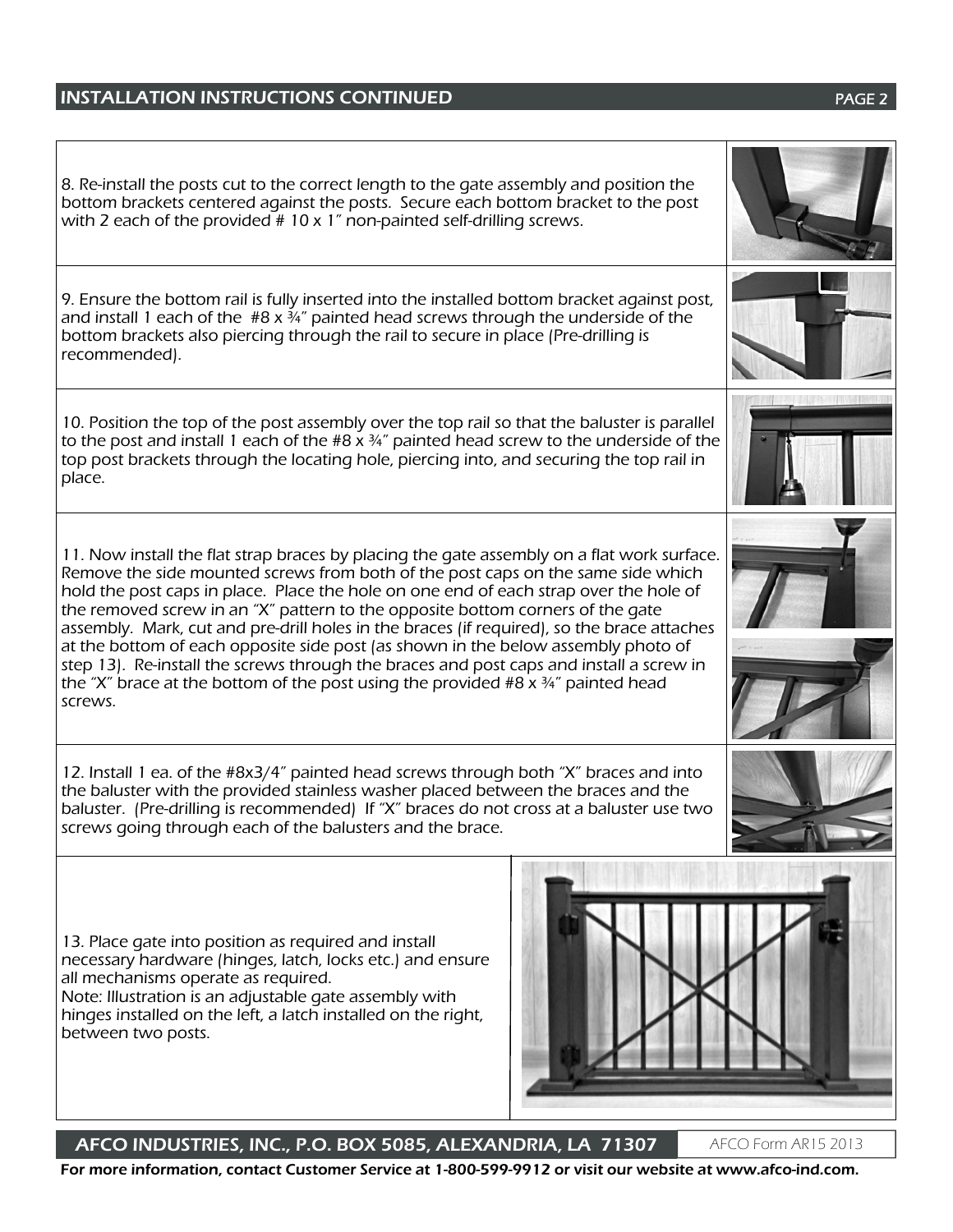## INSTALLATION INSTRUCTIONS CONTINUED

8. Re-install the posts cut to the correct length to the gate assembly and position the bottom brackets centered against the posts. Secure each bottom bracket to the post with 2 each of the provided # 10 x 1" non-painted self-drilling screws.

9. Ensure the bottom rail is fully inserted into the installed bottom bracket against post, and install 1 each of the #8 x ¾" painted head screws through the underside of the bottom brackets also piercing through the rail to secure in place (Pre-drilling is recommended).

10. Position the top of the post assembly over the top rail so that the baluster is parallel to the post and install 1 each of the #8 x ¾" painted head screw to the underside of the top post brackets through the locating hole, piercing into, and securing the top rail in place.

11. Now install the flat strap braces by placing the gate assembly on a flat work surface. Remove the side mounted screws from both of the post caps on the same side which hold the post caps in place. Place the hole on one end of each strap over the hole of the removed screw in an "X" pattern to the opposite bottom corners of the gate assembly. Mark, cut and pre-drill holes in the braces (if required), so the brace attaches at the bottom of each opposite side post (as shown in the below assembly photo of step 13). Re-install the screws through the braces and post caps and install a screw in the "X" brace at the bottom of the post using the provided #8 x ¾" painted head screws.

12. Install 1 ea. of the #8x3/4" painted head screws through both "X" braces and into the baluster with the provided stainless washer placed between the braces and the baluster. (Pre-drilling is recommended) If "X" braces do not cross at a baluster use two screws going through each of the balusters and the brace.

13. Place gate into position as required and install necessary hardware (hinges, latch, locks etc.) and ensure all mechanisms operate as required.
Note: Illustration is an adjustable gate assembly with hinges installed on the left, a latch installed on the right, between two posts.

AFCO INDUSTRIES, INC., P.O. BOX 5085, ALEXANDRIA, LA 71307 — AFCO Form AR15 2013

**For more information, contact Customer Service at 1-800-599-9912 or visit our website at www.afco-ind.com.**